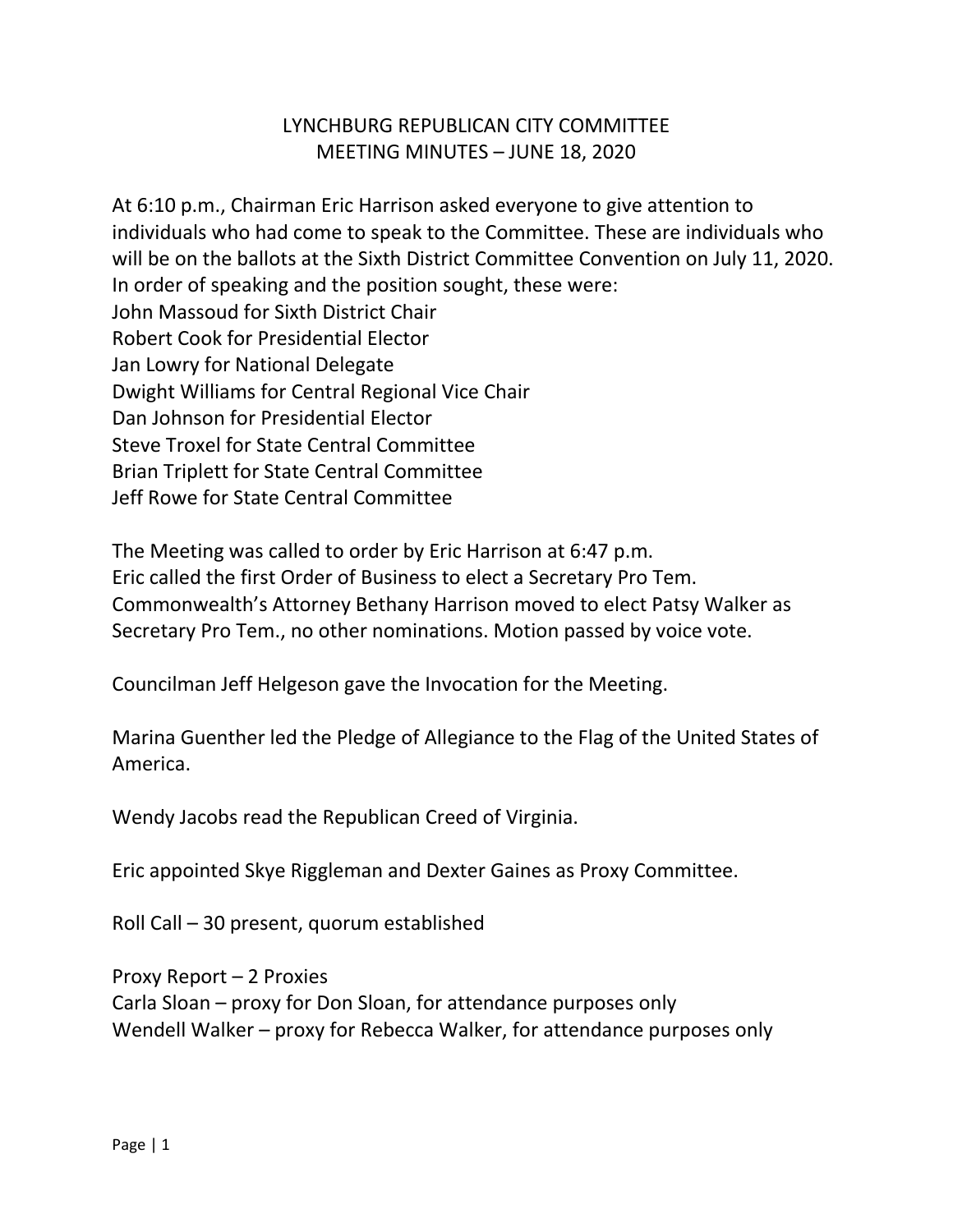# LYNCHBURG REPUBLICAN CITY COMMITTEE
## MEETING MINUTES – JUNE 18, 2020

At 6:10 p.m., Chairman Eric Harrison asked everyone to give attention to individuals who had come to speak to the Committee. These are individuals who will be on the ballots at the Sixth District Committee Convention on July 11, 2020. In order of speaking and the position sought, these were:
John Massoud for Sixth District Chair
Robert Cook for Presidential Elector
Jan Lowry for National Delegate
Dwight Williams for Central Regional Vice Chair
Dan Johnson for Presidential Elector
Steve Troxel for State Central Committee
Brian Triplett for State Central Committee
Jeff Rowe for State Central Committee

The Meeting was called to order by Eric Harrison at 6:47 p.m.
Eric called the first Order of Business to elect a Secretary Pro Tem.
Commonwealth's Attorney Bethany Harrison moved to elect Patsy Walker as Secretary Pro Tem., no other nominations. Motion passed by voice vote.

Councilman Jeff Helgeson gave the Invocation for the Meeting.

Marina Guenther led the Pledge of Allegiance to the Flag of the United States of America.

Wendy Jacobs read the Republican Creed of Virginia.

Eric appointed Skye Riggleman and Dexter Gaines as Proxy Committee.

Roll Call – 30 present, quorum established

Proxy Report – 2 Proxies
Carla Sloan – proxy for Don Sloan, for attendance purposes only
Wendell Walker – proxy for Rebecca Walker, for attendance purposes only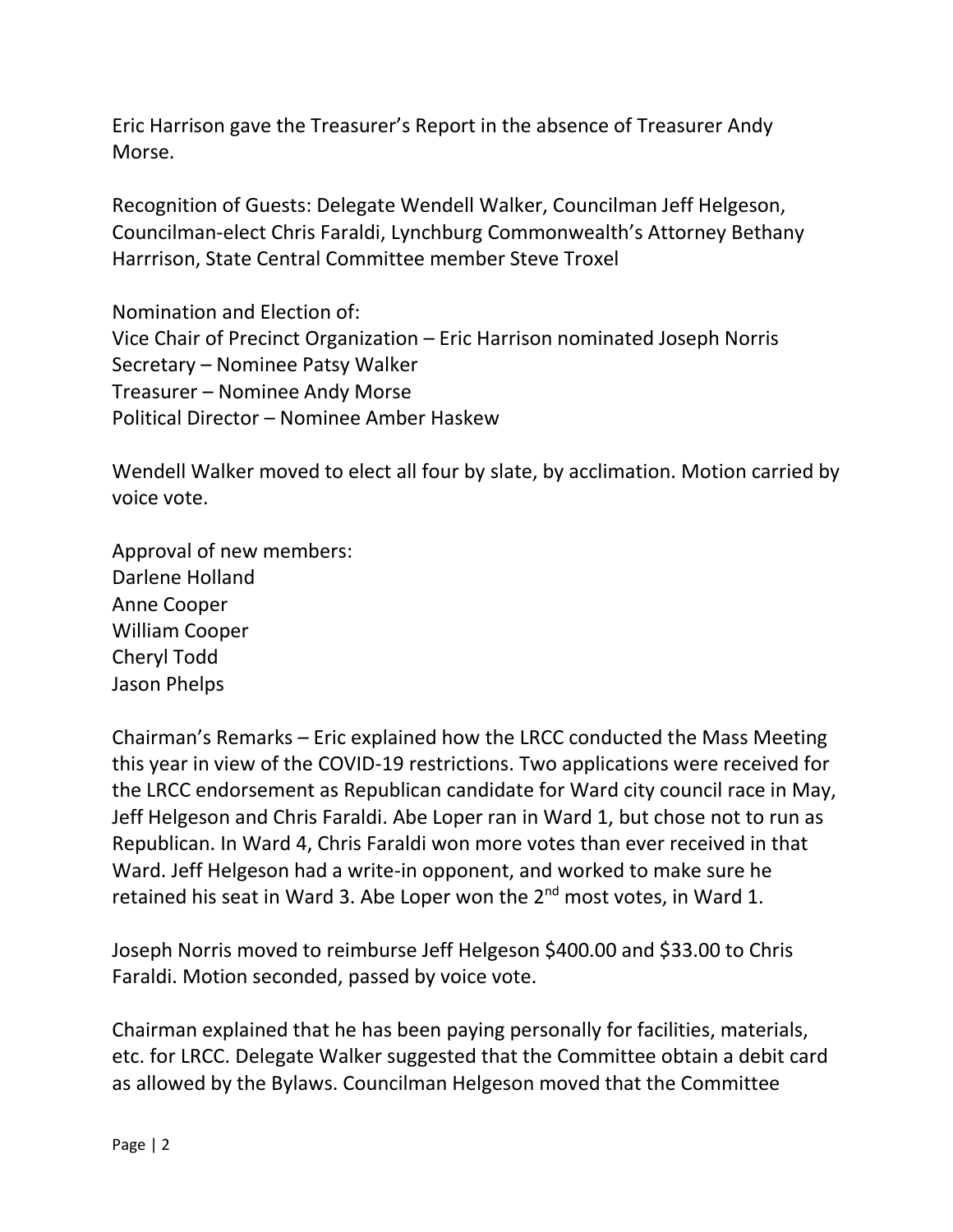Eric Harrison gave the Treasurer's Report in the absence of Treasurer Andy Morse.

Recognition of Guests: Delegate Wendell Walker, Councilman Jeff Helgeson, Councilman-elect Chris Faraldi, Lynchburg Commonwealth's Attorney Bethany Harrrison, State Central Committee member Steve Troxel

Nomination and Election of:
Vice Chair of Precinct Organization – Eric Harrison nominated Joseph Norris
Secretary – Nominee Patsy Walker
Treasurer – Nominee Andy Morse
Political Director – Nominee Amber Haskew

Wendell Walker moved to elect all four by slate, by acclimation. Motion carried by voice vote.

Approval of new members:
Darlene Holland
Anne Cooper
William Cooper
Cheryl Todd
Jason Phelps

Chairman's Remarks – Eric explained how the LRCC conducted the Mass Meeting this year in view of the COVID-19 restrictions. Two applications were received for the LRCC endorsement as Republican candidate for Ward city council race in May, Jeff Helgeson and Chris Faraldi. Abe Loper ran in Ward 1, but chose not to run as Republican. In Ward 4, Chris Faraldi won more votes than ever received in that Ward. Jeff Helgeson had a write-in opponent, and worked to make sure he retained his seat in Ward 3. Abe Loper won the 2nd most votes, in Ward 1.

Joseph Norris moved to reimburse Jeff Helgeson \$400.00 and \$33.00 to Chris Faraldi. Motion seconded, passed by voice vote.

Chairman explained that he has been paying personally for facilities, materials, etc. for LRCC. Delegate Walker suggested that the Committee obtain a debit card as allowed by the Bylaws. Councilman Helgeson moved that the Committee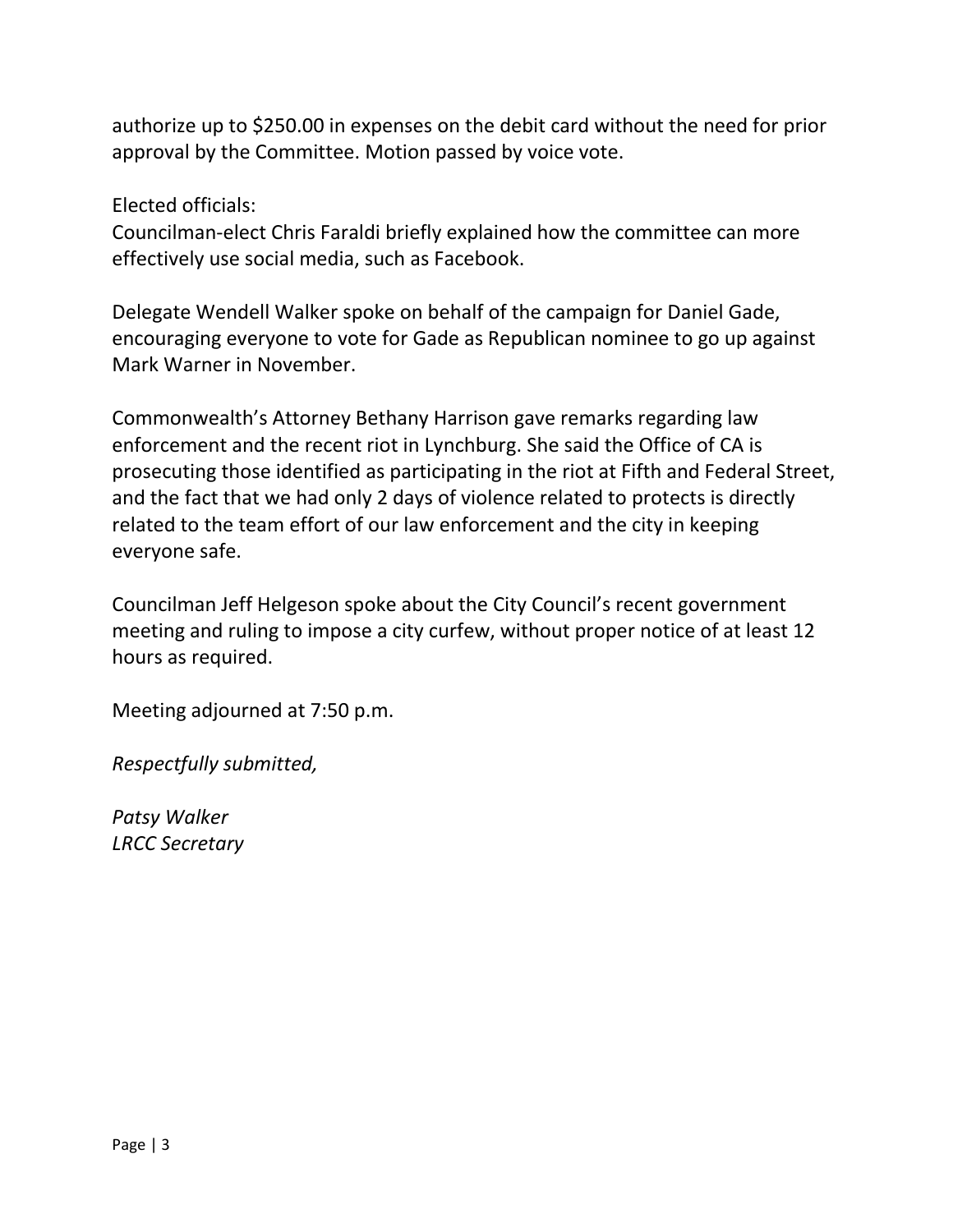authorize up to $250.00 in expenses on the debit card without the need for prior approval by the Committee. Motion passed by voice vote.

Elected officials:
Councilman-elect Chris Faraldi briefly explained how the committee can more effectively use social media, such as Facebook.

Delegate Wendell Walker spoke on behalf of the campaign for Daniel Gade, encouraging everyone to vote for Gade as Republican nominee to go up against Mark Warner in November.

Commonwealth's Attorney Bethany Harrison gave remarks regarding law enforcement and the recent riot in Lynchburg. She said the Office of CA is prosecuting those identified as participating in the riot at Fifth and Federal Street, and the fact that we had only 2 days of violence related to protects is directly related to the team effort of our law enforcement and the city in keeping everyone safe.

Councilman Jeff Helgeson spoke about the City Council's recent government meeting and ruling to impose a city curfew, without proper notice of at least 12 hours as required.

Meeting adjourned at 7:50 p.m.

*Respectfully submitted,*

*Patsy Walker*
*LRCC Secretary*